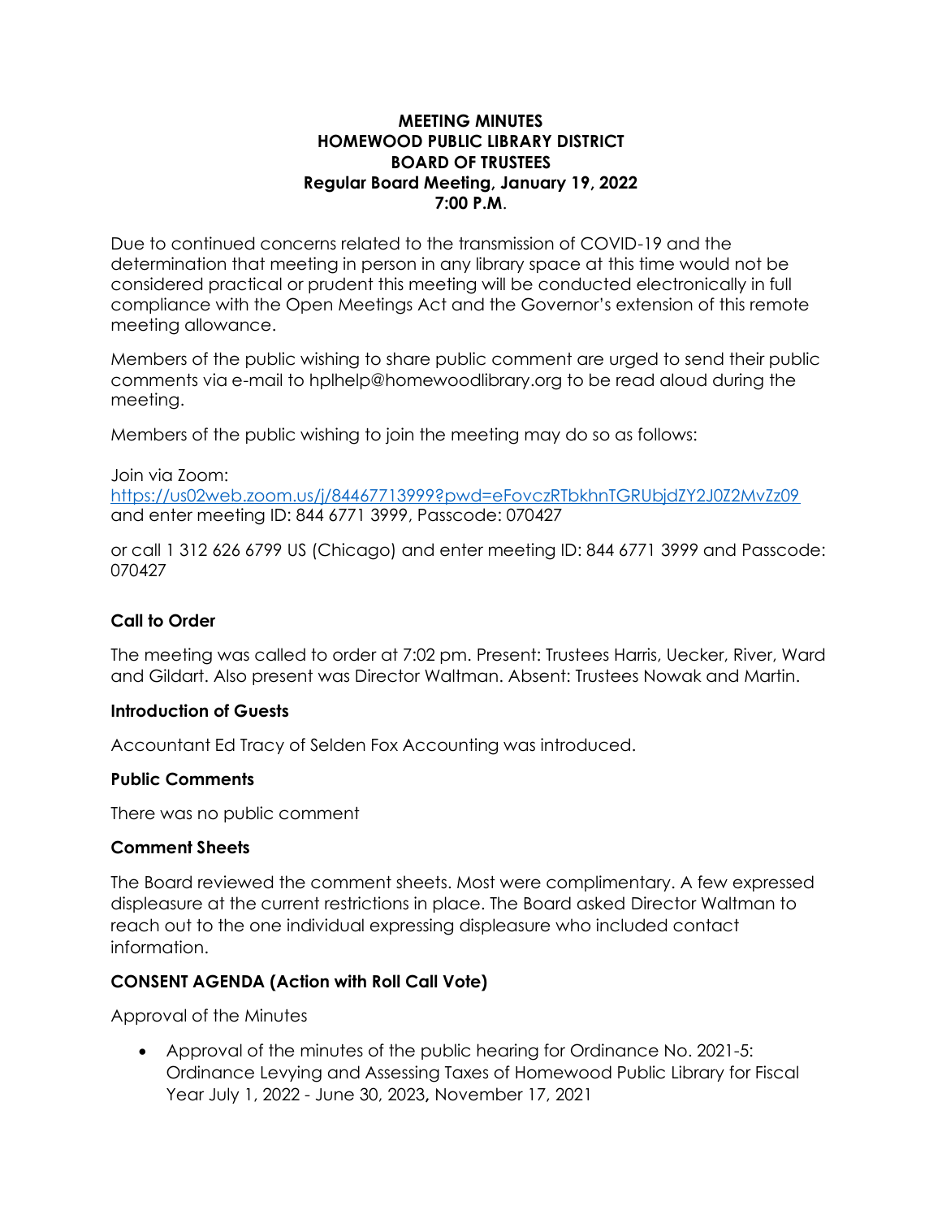# MEETING MINUTES
# HOMEWOOD PUBLIC LIBRARY DISTRICT
# BOARD OF TRUSTEES
# Regular Board Meeting, January 19, 2022
# 7:00 P.M.

Due to continued concerns related to the transmission of COVID-19 and the determination that meeting in person in any library space at this time would not be considered practical or prudent this meeting will be conducted electronically in full compliance with the Open Meetings Act and the Governor's extension of this remote meeting allowance.

Members of the public wishing to share public comment are urged to send their public comments via e-mail to hplhelp@homewoodlibrary.org to be read aloud during the meeting.

Members of the public wishing to join the meeting may do so as follows:

Join via Zoom:
https://us02web.zoom.us/j/84467713999?pwd=eFovczRTbkhnTGRUbjdZY2J0Z2MvZz09
and enter meeting ID: 844 6771 3999, Passcode: 070427

or call 1 312 626 6799 US (Chicago) and enter meeting ID: 844 6771 3999 and Passcode: 070427

### Call to Order

The meeting was called to order at 7:02 pm. Present: Trustees Harris, Uecker, River, Ward and Gildart. Also present was Director Waltman. Absent: Trustees Nowak and Martin.

### Introduction of Guests

Accountant Ed Tracy of Selden Fox Accounting was introduced.

### Public Comments

There was no public comment

### Comment Sheets

The Board reviewed the comment sheets. Most were complimentary. A few expressed displeasure at the current restrictions in place. The Board asked Director Waltman to reach out to the one individual expressing displeasure who included contact information.

### CONSENT AGENDA (Action with Roll Call Vote)

Approval of the Minutes

- Approval of the minutes of the public hearing for Ordinance No. 2021-5: Ordinance Levying and Assessing Taxes of Homewood Public Library for Fiscal Year July 1, 2022 - June 30, 2023**,** November 17, 2021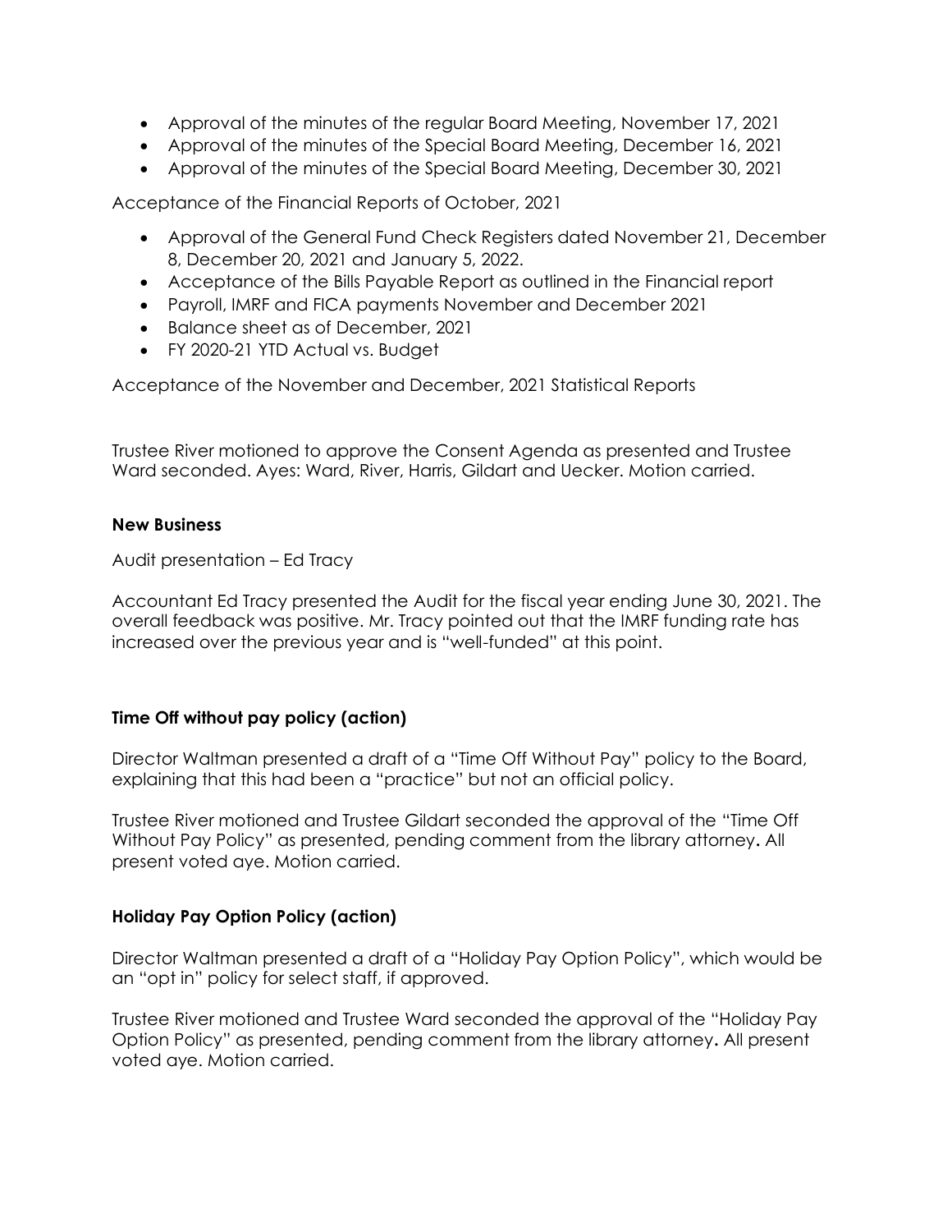- Approval of the minutes of the regular Board Meeting, November 17, 2021
- Approval of the minutes of the Special Board Meeting, December 16, 2021
- Approval of the minutes of the Special Board Meeting, December 30, 2021

Acceptance of the Financial Reports of October, 2021

- Approval of the General Fund Check Registers dated November 21, December 8, December 20, 2021 and January 5, 2022.
- Acceptance of the Bills Payable Report as outlined in the Financial report
- Payroll, IMRF and FICA payments November and December 2021
- Balance sheet as of December, 2021
- FY 2020-21 YTD Actual vs. Budget

Acceptance of the November and December, 2021 Statistical Reports

Trustee River motioned to approve the Consent Agenda as presented and Trustee Ward seconded. Ayes: Ward, River, Harris, Gildart and Uecker. Motion carried.

**New Business**

Audit presentation – Ed Tracy

Accountant Ed Tracy presented the Audit for the fiscal year ending June 30, 2021. The overall feedback was positive. Mr. Tracy pointed out that the IMRF funding rate has increased over the previous year and is "well-funded" at this point.

**Time Off without pay policy (action)**

Director Waltman presented a draft of a "Time Off Without Pay" policy to the Board, explaining that this had been a "practice" but not an official policy.

Trustee River motioned and Trustee Gildart seconded the approval of the "Time Off Without Pay Policy" as presented, pending comment from the library attorney**.** All present voted aye. Motion carried.

**Holiday Pay Option Policy (action)**

Director Waltman presented a draft of a "Holiday Pay Option Policy", which would be an "opt in" policy for select staff, if approved.

Trustee River motioned and Trustee Ward seconded the approval of the "Holiday Pay Option Policy" as presented, pending comment from the library attorney**.** All present voted aye. Motion carried.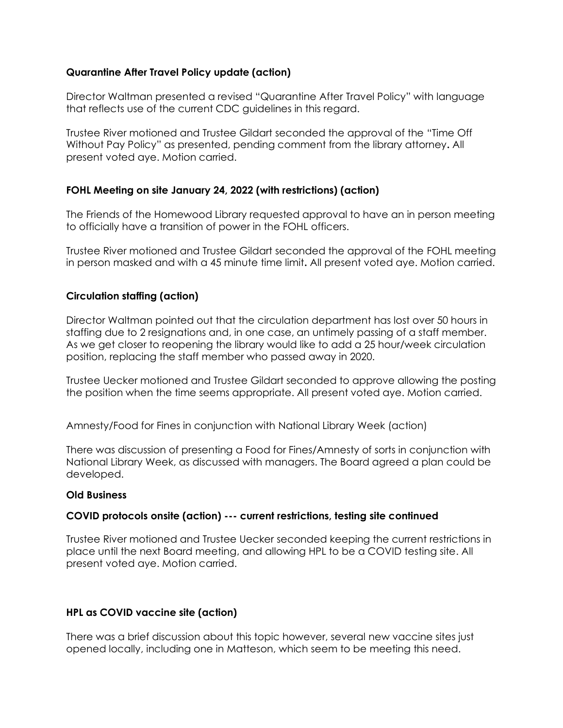**Quarantine After Travel Policy update (action)**

Director Waltman presented a revised "Quarantine After Travel Policy" with language that reflects use of the current CDC guidelines in this regard.

Trustee River motioned and Trustee Gildart seconded the approval of the "Time Off Without Pay Policy" as presented, pending comment from the library attorney**.** All present voted aye. Motion carried.

**FOHL Meeting on site January 24, 2022 (with restrictions) (action)**

The Friends of the Homewood Library requested approval to have an in person meeting to officially have a transition of power in the FOHL officers.

Trustee River motioned and Trustee Gildart seconded the approval of the FOHL meeting in person masked and with a 45 minute time limit**.** All present voted aye. Motion carried.

**Circulation staffing (action)**

Director Waltman pointed out that the circulation department has lost over 50 hours in staffing due to 2 resignations and, in one case, an untimely passing of a staff member. As we get closer to reopening the library would like to add a 25 hour/week circulation position, replacing the staff member who passed away in 2020.

Trustee Uecker motioned and Trustee Gildart seconded to approve allowing the posting the position when the time seems appropriate. All present voted aye. Motion carried.

Amnesty/Food for Fines in conjunction with National Library Week (action)

There was discussion of presenting a Food for Fines/Amnesty of sorts in conjunction with National Library Week, as discussed with managers. The Board agreed a plan could be developed.

**Old Business**

**COVID protocols onsite (action) --- current restrictions, testing site continued**

Trustee River motioned and Trustee Uecker seconded keeping the current restrictions in place until the next Board meeting, and allowing HPL to be a COVID testing site. All present voted aye. Motion carried.

**HPL as COVID vaccine site (action)**

There was a brief discussion about this topic however, several new vaccine sites just opened locally, including one in Matteson, which seem to be meeting this need.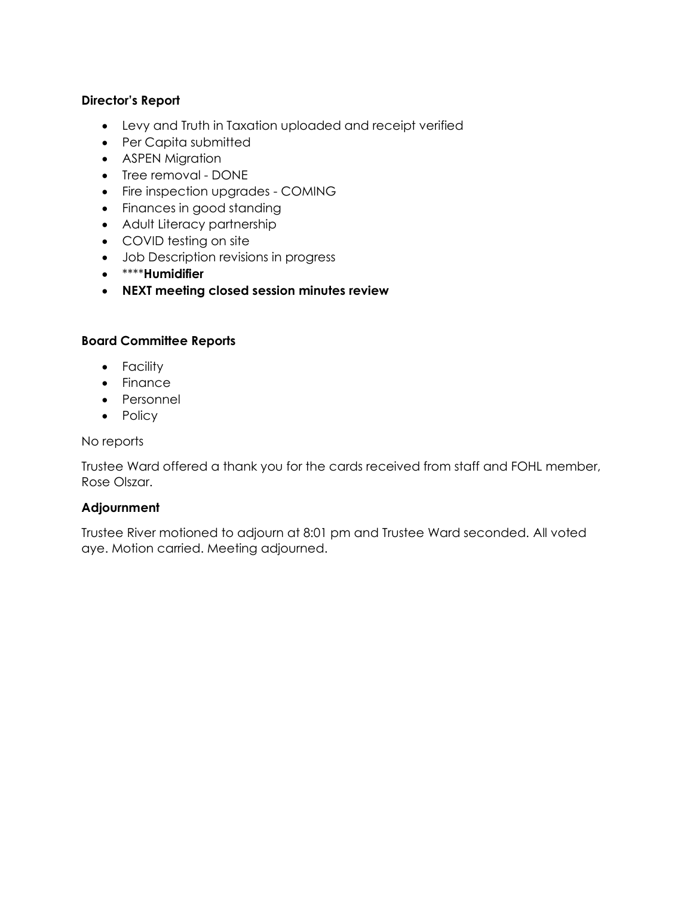### Director's Report

- Levy and Truth in Taxation uploaded and receipt verified
- Per Capita submitted
- ASPEN Migration
- Tree removal - DONE
- Fire inspection upgrades - COMING
- Finances in good standing
- Adult Literacy partnership
- COVID testing on site
- Job Description revisions in progress
- ****Humidifier**
- **NEXT meeting closed session minutes review**

### Board Committee Reports

- Facility
- Finance
- Personnel
- Policy

No reports

Trustee Ward offered a thank you for the cards received from staff and FOHL member, Rose Olszar.

### Adjournment

Trustee River motioned to adjourn at 8:01 pm and Trustee Ward seconded. All voted aye. Motion carried. Meeting adjourned.